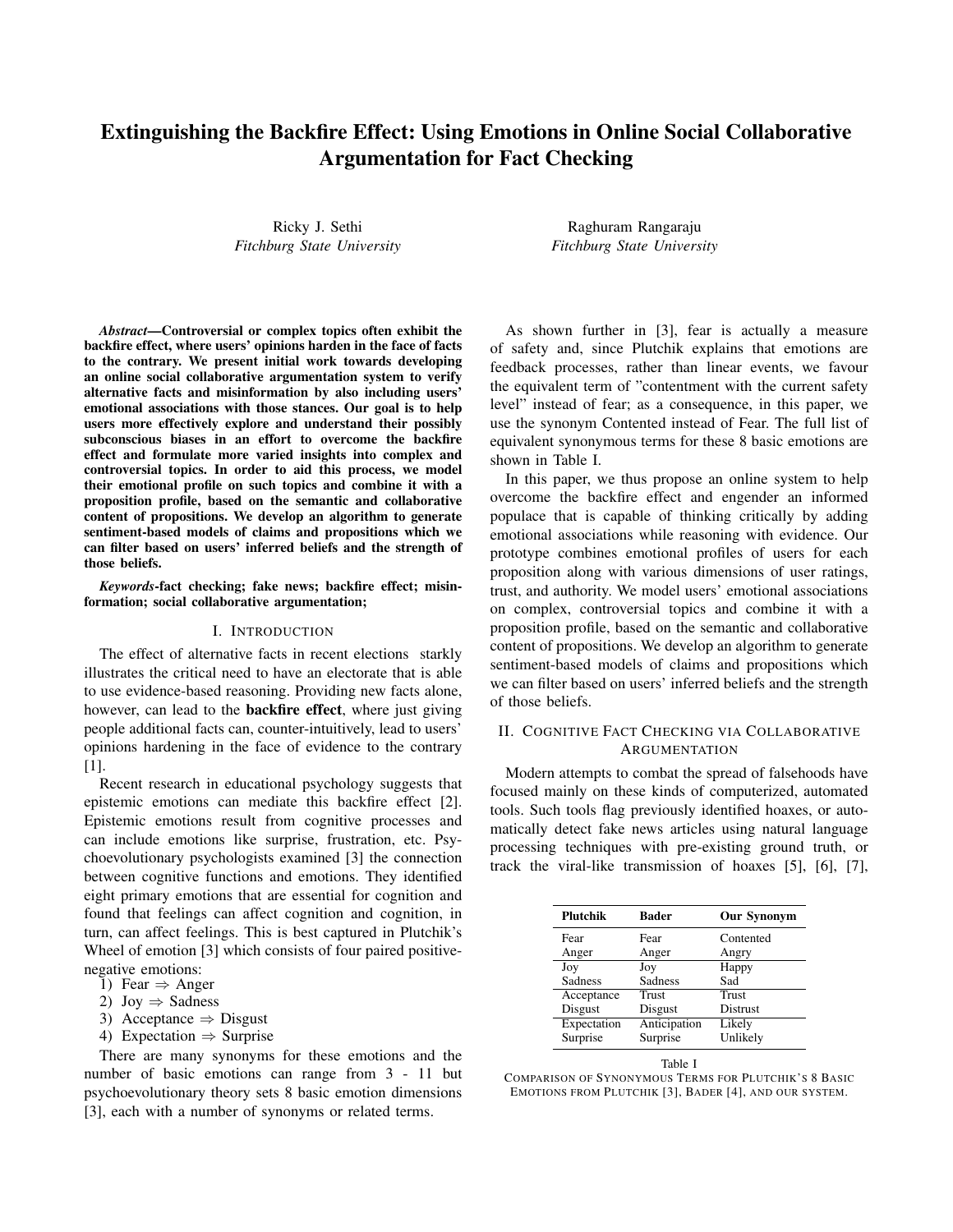# Extinguishing the Backfire Effect: Using Emotions in Online Social Collaborative Argumentation for Fact Checking

Ricky J. Sethi
*Fitchburg State University*

Raghuram Rangaraju
*Fitchburg State University*

***Abstract*—Controversial or complex topics often exhibit the backfire effect, where users' opinions harden in the face of facts to the contrary. We present initial work towards developing an online social collaborative argumentation system to verify alternative facts and misinformation by also including users' emotional associations with those stances. Our goal is to help users more effectively explore and understand their possibly subconscious biases in an effort to overcome the backfire effect and formulate more varied insights into complex and controversial topics. In order to aid this process, we model their emotional profile on such topics and combine it with a proposition profile, based on the semantic and collaborative content of propositions. We develop an algorithm to generate sentiment-based models of claims and propositions which we can filter based on users' inferred beliefs and the strength of those beliefs.**

***Keywords*-fact checking; fake news; backfire effect; misinformation; social collaborative argumentation;**

## I. Introduction

The effect of alternative facts in recent elections starkly illustrates the critical need to have an electorate that is able to use evidence-based reasoning. Providing new facts alone, however, can lead to the **backfire effect**, where just giving people additional facts can, counter-intuitively, lead to users' opinions hardening in the face of evidence to the contrary [1].

Recent research in educational psychology suggests that epistemic emotions can mediate this backfire effect [2]. Epistemic emotions result from cognitive processes and can include emotions like surprise, frustration, etc. Psychoevolutionary psychologists examined [3] the connection between cognitive functions and emotions. They identified eight primary emotions that are essential for cognition and found that feelings can affect cognition and cognition, in turn, can affect feelings. This is best captured in Plutchik's Wheel of emotion [3] which consists of four paired positive-negative emotions:

1) Fear ⇒ Anger
2) Joy ⇒ Sadness
3) Acceptance ⇒ Disgust
4) Expectation ⇒ Surprise

There are many synonyms for these emotions and the number of basic emotions can range from 3 - 11 but psychoevolutionary theory sets 8 basic emotion dimensions [3], each with a number of synonyms or related terms.

As shown further in [3], fear is actually a measure of safety and, since Plutchik explains that emotions are feedback processes, rather than linear events, we favour the equivalent term of "contentment with the current safety level" instead of fear; as a consequence, in this paper, we use the synonym Contented instead of Fear. The full list of equivalent synonymous terms for these 8 basic emotions are shown in Table I.

In this paper, we thus propose an online system to help overcome the backfire effect and engender an informed populace that is capable of thinking critically by adding emotional associations while reasoning with evidence. Our prototype combines emotional profiles of users for each proposition along with various dimensions of user ratings, trust, and authority. We model users' emotional associations on complex, controversial topics and combine it with a proposition profile, based on the semantic and collaborative content of propositions. We develop an algorithm to generate sentiment-based models of claims and propositions which we can filter based on users' inferred beliefs and the strength of those beliefs.

## II. Cognitive Fact Checking via Collaborative Argumentation

Modern attempts to combat the spread of falsehoods have focused mainly on these kinds of computerized, automated tools. Such tools flag previously identified hoaxes, or automatically detect fake news articles using natural language processing techniques with pre-existing ground truth, or track the viral-like transmission of hoaxes [5], [6], [7],

| Plutchik | Bader | Our Synonym |
|---|---|---|
| Fear | Fear | Contented |
| Anger | Anger | Angry |
| Joy | Joy | Happy |
| Sadness | Sadness | Sad |
| Acceptance | Trust | Trust |
| Disgust | Disgust | Distrust |
| Expectation | Anticipation | Likely |
| Surprise | Surprise | Unlikely |

Table I
Comparison of Synonymous Terms for Plutchik's 8 Basic Emotions from Plutchik [3], Bader [4], and our system.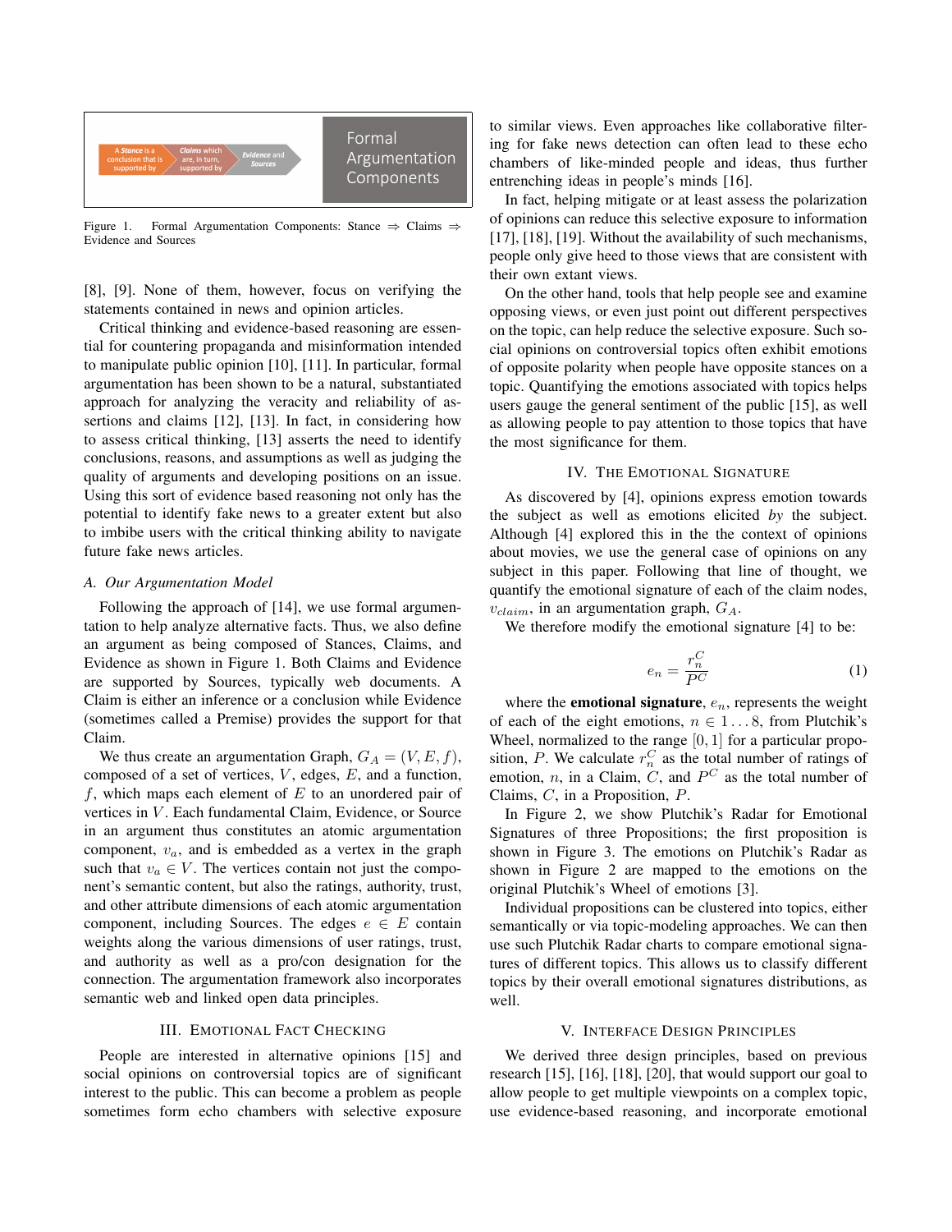Figure 1. Formal Argumentation Components: Stance ⇒ Claims ⇒ Evidence and Sources

[8], [9]. None of them, however, focus on verifying the statements contained in news and opinion articles.

Critical thinking and evidence-based reasoning are essential for countering propaganda and misinformation intended to manipulate public opinion [10], [11]. In particular, formal argumentation has been shown to be a natural, substantiated approach for analyzing the veracity and reliability of assertions and claims [12], [13]. In fact, in considering how to assess critical thinking, [13] asserts the need to identify conclusions, reasons, and assumptions as well as judging the quality of arguments and developing positions on an issue. Using this sort of evidence based reasoning not only has the potential to identify fake news to a greater extent but also to imbibe users with the critical thinking ability to navigate future fake news articles.

### A. Our Argumentation Model

Following the approach of [14], we use formal argumentation to help analyze alternative facts. Thus, we also define an argument as being composed of Stances, Claims, and Evidence as shown in Figure 1. Both Claims and Evidence are supported by Sources, typically web documents. A Claim is either an inference or a conclusion while Evidence (sometimes called a Premise) provides the support for that Claim.

We thus create an argumentation Graph, $G_A = (V, E, f)$, composed of a set of vertices, $V$, edges, $E$, and a function, $f$, which maps each element of $E$ to an unordered pair of vertices in $V$. Each fundamental Claim, Evidence, or Source in an argument thus constitutes an atomic argumentation component, $v_a$, and is embedded as a vertex in the graph such that $v_a \in V$. The vertices contain not just the component's semantic content, but also the ratings, authority, trust, and other attribute dimensions of each atomic argumentation component, including Sources. The edges $e \in E$ contain weights along the various dimensions of user ratings, trust, and authority as well as a pro/con designation for the connection. The argumentation framework also incorporates semantic web and linked open data principles.

## III. Emotional Fact Checking

People are interested in alternative opinions [15] and social opinions on controversial topics are of significant interest to the public. This can become a problem as people sometimes form echo chambers with selective exposure to similar views. Even approaches like collaborative filtering for fake news detection can often lead to these echo chambers of like-minded people and ideas, thus further entrenching ideas in people's minds [16].

In fact, helping mitigate or at least assess the polarization of opinions can reduce this selective exposure to information [17], [18], [19]. Without the availability of such mechanisms, people only give heed to those views that are consistent with their own extant views.

On the other hand, tools that help people see and examine opposing views, or even just point out different perspectives on the topic, can help reduce the selective exposure. Such social opinions on controversial topics often exhibit emotions of opposite polarity when people have opposite stances on a topic. Quantifying the emotions associated with topics helps users gauge the general sentiment of the public [15], as well as allowing people to pay attention to those topics that have the most significance for them.

## IV. The Emotional Signature

As discovered by [4], opinions express emotion towards the subject as well as emotions elicited *by* the subject. Although [4] explored this in the context of opinions about movies, we use the general case of opinions on any subject in this paper. Following that line of thought, we quantify the emotional signature of each of the claim nodes, $v_{claim}$, in an argumentation graph, $G_A$.

We therefore modify the emotional signature [4] to be:

$$e_n = \frac{r_n^C}{P^C} \tag{1}$$

where the **emotional signature**, $e_n$, represents the weight of each of the eight emotions, $n \in 1 \ldots 8$, from Plutchik's Wheel, normalized to the range $[0, 1]$ for a particular proposition, $P$. We calculate $r_n^C$ as the total number of ratings of emotion, $n$, in a Claim, $C$, and $P^C$ as the total number of Claims, $C$, in a Proposition, $P$.

In Figure 2, we show Plutchik's Radar for Emotional Signatures of three Propositions; the first proposition is shown in Figure 3. The emotions on Plutchik's Radar as shown in Figure 2 are mapped to the emotions on the original Plutchik's Wheel of emotions [3].

Individual propositions can be clustered into topics, either semantically or via topic-modeling approaches. We can then use such Plutchik Radar charts to compare emotional signatures of different topics. This allows us to classify different topics by their overall emotional signatures distributions, as well.

## V. Interface Design Principles

We derived three design principles, based on previous research [15], [16], [18], [20], that would support our goal to allow people to get multiple viewpoints on a complex topic, use evidence-based reasoning, and incorporate emotional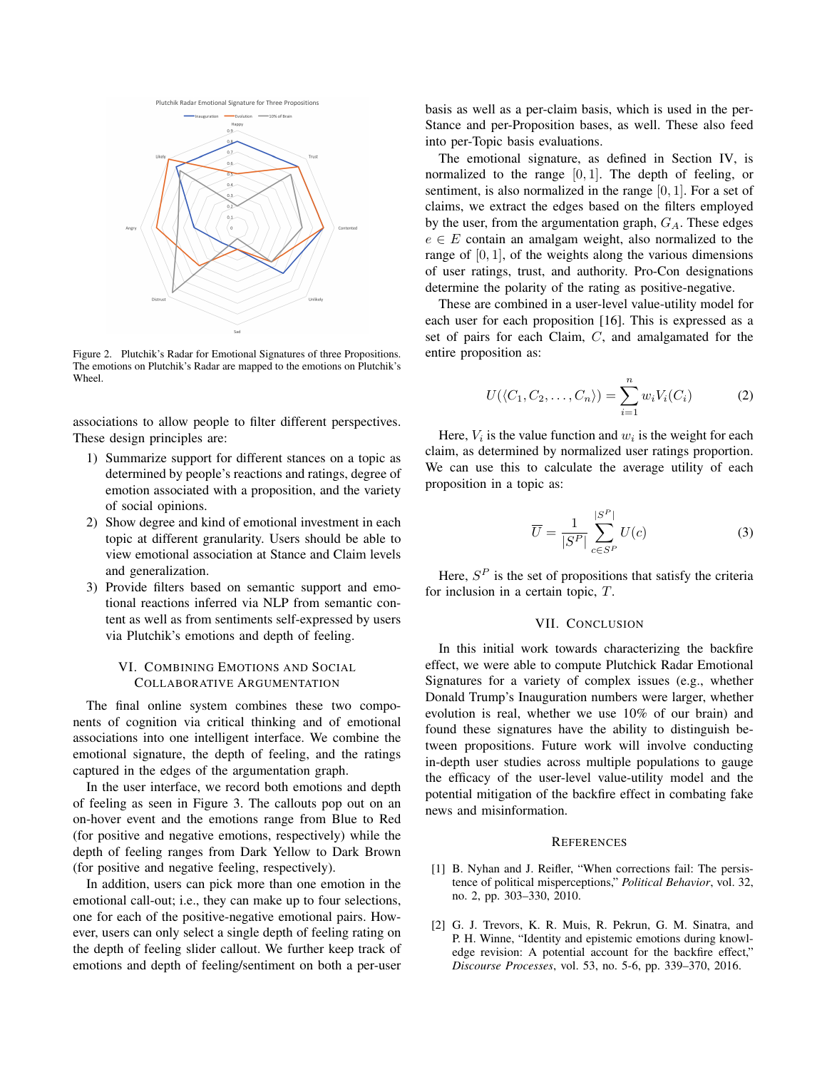Figure 2. Plutchik's Radar for Emotional Signatures of three Propositions. The emotions on Plutchik's Radar are mapped to the emotions on Plutchik's Wheel.

associations to allow people to filter different perspectives. These design principles are:

1) Summarize support for different stances on a topic as determined by people's reactions and ratings, degree of emotion associated with a proposition, and the variety of social opinions.
2) Show degree and kind of emotional investment in each topic at different granularity. Users should be able to view emotional association at Stance and Claim levels and generalization.
3) Provide filters based on semantic support and emotional reactions inferred via NLP from semantic content as well as from sentiments self-expressed by users via Plutchik's emotions and depth of feeling.

## VI. Combining Emotions and Social Collaborative Argumentation

The final online system combines these two components of cognition via critical thinking and of emotional associations into one intelligent interface. We combine the emotional signature, the depth of feeling, and the ratings captured in the edges of the argumentation graph.

In the user interface, we record both emotions and depth of feeling as seen in Figure 3. The callouts pop out on an on-hover event and the emotions range from Blue to Red (for positive and negative emotions, respectively) while the depth of feeling ranges from Dark Yellow to Dark Brown (for positive and negative feeling, respectively).

In addition, users can pick more than one emotion in the emotional call-out; i.e., they can make up to four selections, one for each of the positive-negative emotional pairs. However, users can only select a single depth of feeling rating on the depth of feeling slider callout. We further keep track of emotions and depth of feeling/sentiment on both a per-user basis as well as a per-claim basis, which is used in the per-Stance and per-Proposition bases, as well. These also feed into per-Topic basis evaluations.

The emotional signature, as defined in Section IV, is normalized to the range $[0, 1]$. The depth of feeling, or sentiment, is also normalized in the range $[0, 1]$. For a set of claims, we extract the edges based on the filters employed by the user, from the argumentation graph, $G_A$. These edges $e \in E$ contain an amalgam weight, also normalized to the range of $[0, 1]$, of the weights along the various dimensions of user ratings, trust, and authority. Pro-Con designations determine the polarity of the rating as positive-negative.

These are combined in a user-level value-utility model for each user for each proposition [16]. This is expressed as a set of pairs for each Claim, $C$, and amalgamated for the entire proposition as:

$$U(\langle C_1, C_2, \ldots, C_n \rangle) = \sum_{i=1}^{n} w_i V_i(C_i) \tag{2}$$

Here, $V_i$ is the value function and $w_i$ is the weight for each claim, as determined by normalized user ratings proportion. We can use this to calculate the average utility of each proposition in a topic as:

$$\overline{U} = \frac{1}{|S^P|} \sum_{c \in S^P}^{|S^P|} U(c) \tag{3}$$

Here, $S^P$ is the set of propositions that satisfy the criteria for inclusion in a certain topic, $T$.

## VII. Conclusion

In this initial work towards characterizing the backfire effect, we were able to compute Plutchick Radar Emotional Signatures for a variety of complex issues (e.g., whether Donald Trump's Inauguration numbers were larger, whether evolution is real, whether we use 10% of our brain) and found these signatures have the ability to distinguish between propositions. Future work will involve conducting in-depth user studies across multiple populations to gauge the efficacy of the user-level value-utility model and the potential mitigation of the backfire effect in combating fake news and misinformation.

## References

[1] B. Nyhan and J. Reifler, "When corrections fail: The persistence of political misperceptions," *Political Behavior*, vol. 32, no. 2, pp. 303–330, 2010.

[2] G. J. Trevors, K. R. Muis, R. Pekrun, G. M. Sinatra, and P. H. Winne, "Identity and epistemic emotions during knowledge revision: A potential account for the backfire effect," *Discourse Processes*, vol. 53, no. 5-6, pp. 339–370, 2016.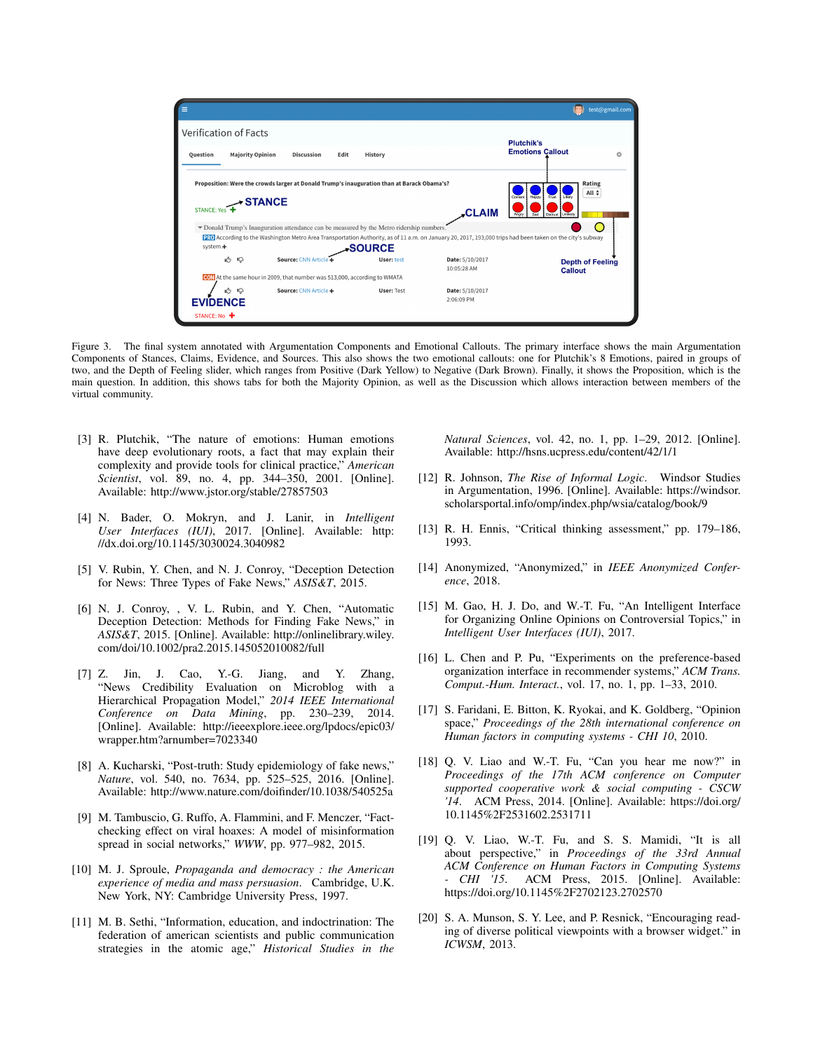Figure 3. The final system annotated with Argumentation Components and Emotional Callouts. The primary interface shows the main Argumentation Components of Stances, Claims, Evidence, and Sources. This also shows the two emotional callouts: one for Plutchik's 8 Emotions, paired in groups of two, and the Depth of Feeling slider, which ranges from Positive (Dark Yellow) to Negative (Dark Brown). Finally, it shows the Proposition, which is the main question. In addition, this shows tabs for both the Majority Opinion, as well as the Discussion which allows interaction between members of the virtual community.

[3] R. Plutchik, "The nature of emotions: Human emotions have deep evolutionary roots, a fact that may explain their complexity and provide tools for clinical practice," *American Scientist*, vol. 89, no. 4, pp. 344–350, 2001. [Online]. Available: http://www.jstor.org/stable/27857503

[4] N. Bader, O. Mokryn, and J. Lanir, in *Intelligent User Interfaces (IUI)*, 2017. [Online]. Available: http://dx.doi.org/10.1145/3030024.3040982

[5] V. Rubin, Y. Chen, and N. J. Conroy, "Deception Detection for News: Three Types of Fake News," *ASIS&T*, 2015.

[6] N. J. Conroy, , V. L. Rubin, and Y. Chen, "Automatic Deception Detection: Methods for Finding Fake News," in *ASIS&T*, 2015. [Online]. Available: http://onlinelibrary.wiley.com/doi/10.1002/pra2.2015.145052010082/full

[7] Z. Jin, J. Cao, Y.-G. Jiang, and Y. Zhang, "News Credibility Evaluation on Microblog with a Hierarchical Propagation Model," *2014 IEEE International Conference on Data Mining*, pp. 230–239, 2014. [Online]. Available: http://ieeexplore.ieee.org/lpdocs/epic03/wrapper.htm?arnumber=7023340

[8] A. Kucharski, "Post-truth: Study epidemiology of fake news," *Nature*, vol. 540, no. 7634, pp. 525–525, 2016. [Online]. Available: http://www.nature.com/doifinder/10.1038/540525a

[9] M. Tambuscio, G. Ruffo, A. Flammini, and F. Menczer, "Fact-checking effect on viral hoaxes: A model of misinformation spread in social networks," *WWW*, pp. 977–982, 2015.

[10] M. J. Sproule, *Propaganda and democracy : the American experience of media and mass persuasion*. Cambridge, U.K. New York, NY: Cambridge University Press, 1997.

[11] M. B. Sethi, "Information, education, and indoctrination: The federation of american scientists and public communication strategies in the atomic age," *Historical Studies in the Natural Sciences*, vol. 42, no. 1, pp. 1–29, 2012. [Online]. Available: http://hsns.ucpress.edu/content/42/1/1

[12] R. Johnson, *The Rise of Informal Logic*. Windsor Studies in Argumentation, 1996. [Online]. Available: https://windsor.scholarsportal.info/omp/index.php/wsia/catalog/book/9

[13] R. H. Ennis, "Critical thinking assessment," pp. 179–186, 1993.

[14] Anonymized, "Anonymized," in *IEEE Anonymized Conference*, 2018.

[15] M. Gao, H. J. Do, and W.-T. Fu, "An Intelligent Interface for Organizing Online Opinions on Controversial Topics," in *Intelligent User Interfaces (IUI)*, 2017.

[16] L. Chen and P. Pu, "Experiments on the preference-based organization interface in recommender systems," *ACM Trans. Comput.-Hum. Interact.*, vol. 17, no. 1, pp. 1–33, 2010.

[17] S. Faridani, E. Bitton, K. Ryokai, and K. Goldberg, "Opinion space," *Proceedings of the 28th international conference on Human factors in computing systems - CHI 10*, 2010.

[18] Q. V. Liao and W.-T. Fu, "Can you hear me now?" in *Proceedings of the 17th ACM conference on Computer supported cooperative work & social computing - CSCW '14*. ACM Press, 2014. [Online]. Available: https://doi.org/10.1145%2F2531602.2531711

[19] Q. V. Liao, W.-T. Fu, and S. S. Mamidi, "It is all about perspective," in *Proceedings of the 33rd Annual ACM Conference on Human Factors in Computing Systems - CHI '15*. ACM Press, 2015. [Online]. Available: https://doi.org/10.1145%2F2702123.2702570

[20] S. A. Munson, S. Y. Lee, and P. Resnick, "Encouraging reading of diverse political viewpoints with a browser widget." in *ICWSM*, 2013.